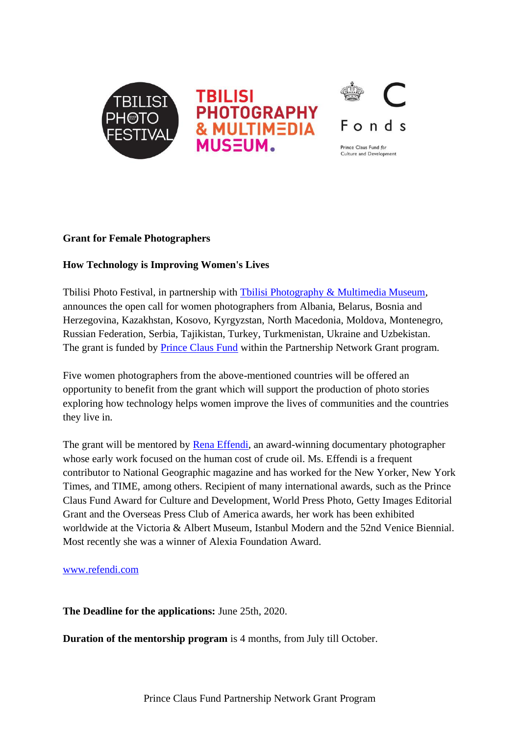**Grant for Female Photographers**

**How Technology is Improving Women's Lives**

Tbilisi Photo Festival, in partnership with Tbilisi Photography & Multimedia Museum, announces the open call for women photographers from Albania, Belarus, Bosnia and Herzegovina, Kazakhstan, Kosovo, Kyrgyzstan, North Macedonia, Moldova, Montenegro, Russian Federation, Serbia, Tajikistan, Turkey, Turkmenistan, Ukraine and Uzbekistan. The grant is funded by Prince Claus Fund within the Partnership Network Grant program.

Five women photographers from the above-mentioned countries will be offered an opportunity to benefit from the grant which will support the production of photo stories exploring how technology helps women improve the lives of communities and the countries they live in.

The grant will be mentored by Rena Effendi, an award-winning documentary photographer whose early work focused on the human cost of crude oil. Ms. Effendi is a frequent contributor to National Geographic magazine and has worked for the New Yorker, New York Times, and TIME, among others. Recipient of many international awards, such as the Prince Claus Fund Award for Culture and Development, World Press Photo, Getty Images Editorial Grant and the Overseas Press Club of America awards, her work has been exhibited worldwide at the Victoria & Albert Museum, Istanbul Modern and the 52nd Venice Biennial. Most recently she was a winner of Alexia Foundation Award.

www.refendi.com

**The Deadline for the applications:** June 25th, 2020.

**Duration of the mentorship program** is 4 months, from July till October.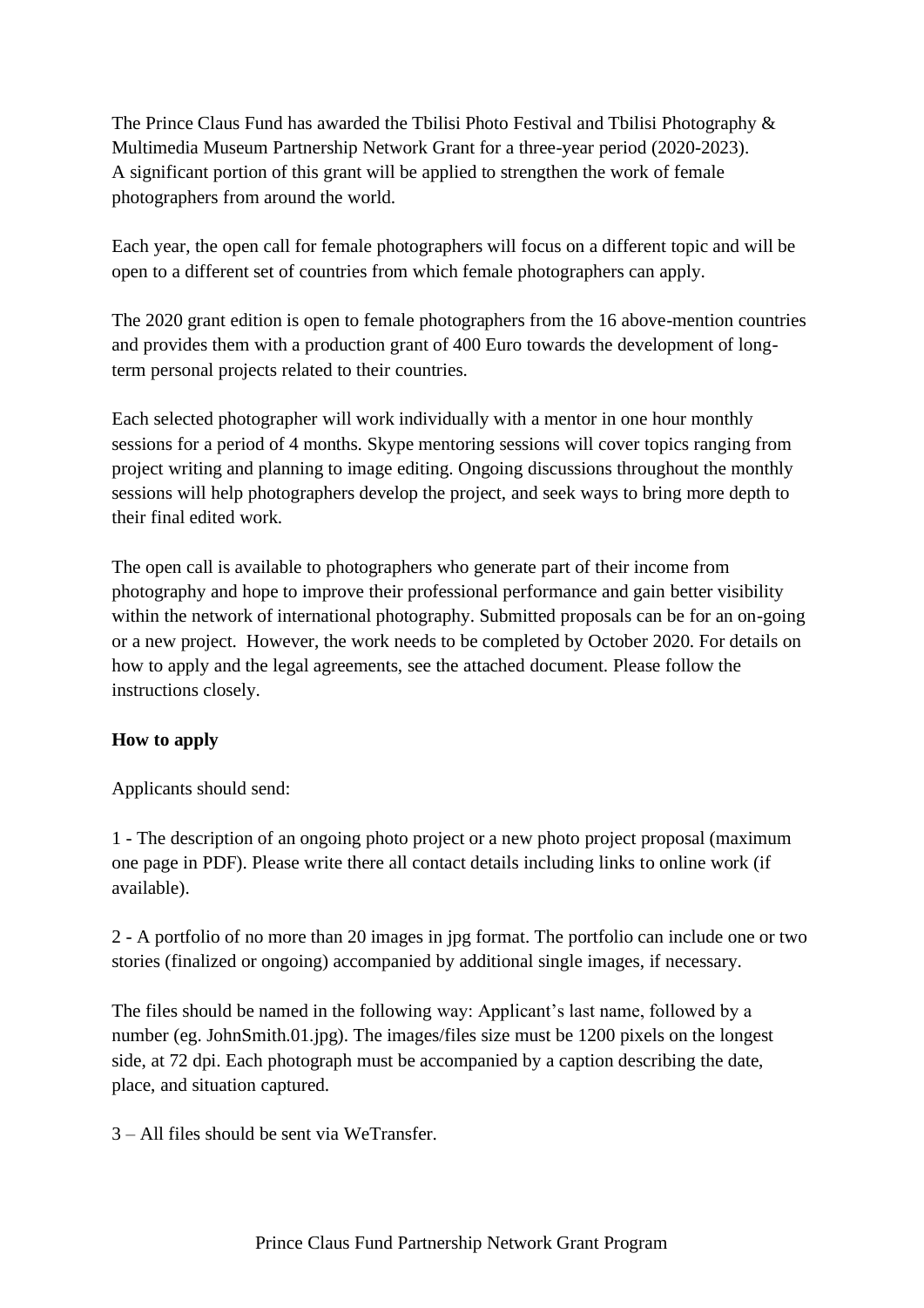The Prince Claus Fund has awarded the Tbilisi Photo Festival and Tbilisi Photography & Multimedia Museum Partnership Network Grant for a three-year period (2020-2023). A significant portion of this grant will be applied to strengthen the work of female photographers from around the world.

Each year, the open call for female photographers will focus on a different topic and will be open to a different set of countries from which female photographers can apply.

The 2020 grant edition is open to female photographers from the 16 above-mention countries and provides them with a production grant of 400 Euro towards the development of long-term personal projects related to their countries.

Each selected photographer will work individually with a mentor in one hour monthly sessions for a period of 4 months. Skype mentoring sessions will cover topics ranging from project writing and planning to image editing. Ongoing discussions throughout the monthly sessions will help photographers develop the project, and seek ways to bring more depth to their final edited work.

The open call is available to photographers who generate part of their income from photography and hope to improve their professional performance and gain better visibility within the network of international photography. Submitted proposals can be for an on-going or a new project. However, the work needs to be completed by October 2020. For details on how to apply and the legal agreements, see the attached document. Please follow the instructions closely.

**How to apply**

Applicants should send:

1 - The description of an ongoing photo project or a new photo project proposal (maximum one page in PDF). Please write there all contact details including links to online work (if available).

2 - A portfolio of no more than 20 images in jpg format. The portfolio can include one or two stories (finalized or ongoing) accompanied by additional single images, if necessary.

The files should be named in the following way: Applicant's last name, followed by a number (eg. JohnSmith.01.jpg). The images/files size must be 1200 pixels on the longest side, at 72 dpi. Each photograph must be accompanied by a caption describing the date, place, and situation captured.

3 – All files should be sent via WeTransfer.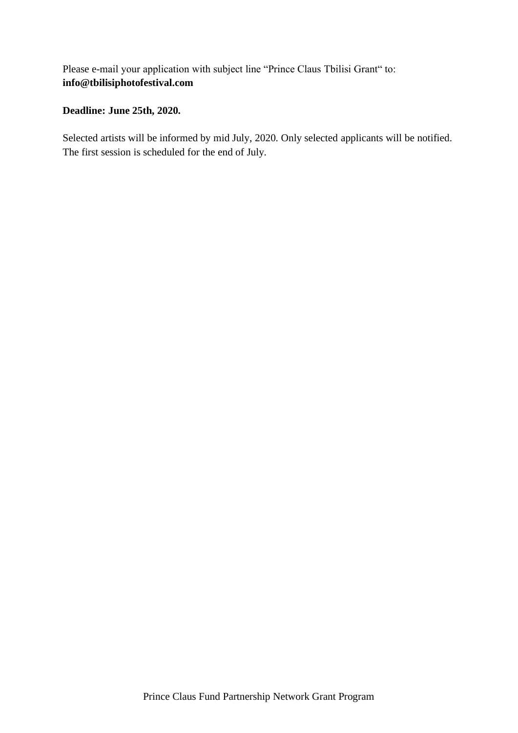Please e-mail your application with subject line "Prince Claus Tbilisi Grant" to:
**info@tbilisiphotofestival.com**

**Deadline: June 25th, 2020.**

Selected artists will be informed by mid July, 2020. Only selected applicants will be notified. The first session is scheduled for the end of July.